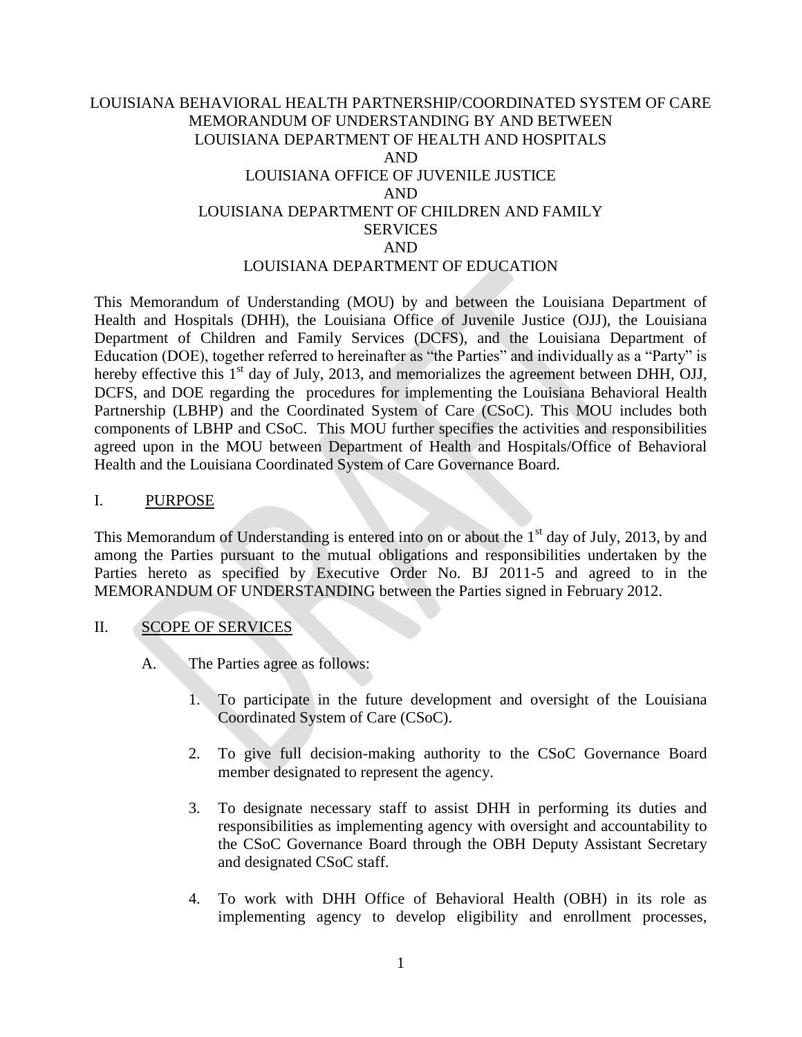# LOUISIANA BEHAVIORAL HEALTH PARTNERSHIP/COORDINATED SYSTEM OF CARE MEMORANDUM OF UNDERSTANDING BY AND BETWEEN LOUISIANA DEPARTMENT OF HEALTH AND HOSPITALS AND LOUISIANA OFFICE OF JUVENILE JUSTICE AND LOUISIANA DEPARTMENT OF CHILDREN AND FAMILY SERVICES AND LOUISIANA DEPARTMENT OF EDUCATION

This Memorandum of Understanding (MOU) by and between the Louisiana Department of Health and Hospitals (DHH), the Louisiana Office of Juvenile Justice (OJJ), the Louisiana Department of Children and Family Services (DCFS), and the Louisiana Department of Education (DOE), together referred to hereinafter as "the Parties" and individually as a "Party" is hereby effective this 1st day of July, 2013, and memorializes the agreement between DHH, OJJ, DCFS, and DOE regarding the procedures for implementing the Louisiana Behavioral Health Partnership (LBHP) and the Coordinated System of Care (CSoC). This MOU includes both components of LBHP and CSoC. This MOU further specifies the activities and responsibilities agreed upon in the MOU between Department of Health and Hospitals/Office of Behavioral Health and the Louisiana Coordinated System of Care Governance Board.

## I. PURPOSE

This Memorandum of Understanding is entered into on or about the 1st day of July, 2013, by and among the Parties pursuant to the mutual obligations and responsibilities undertaken by the Parties hereto as specified by Executive Order No. BJ 2011-5 and agreed to in the MEMORANDUM OF UNDERSTANDING between the Parties signed in February 2012.

## II. SCOPE OF SERVICES

A. The Parties agree as follows:

1. To participate in the future development and oversight of the Louisiana Coordinated System of Care (CSoC).

2. To give full decision-making authority to the CSoC Governance Board member designated to represent the agency.

3. To designate necessary staff to assist DHH in performing its duties and responsibilities as implementing agency with oversight and accountability to the CSoC Governance Board through the OBH Deputy Assistant Secretary and designated CSoC staff.

4. To work with DHH Office of Behavioral Health (OBH) in its role as implementing agency to develop eligibility and enrollment processes,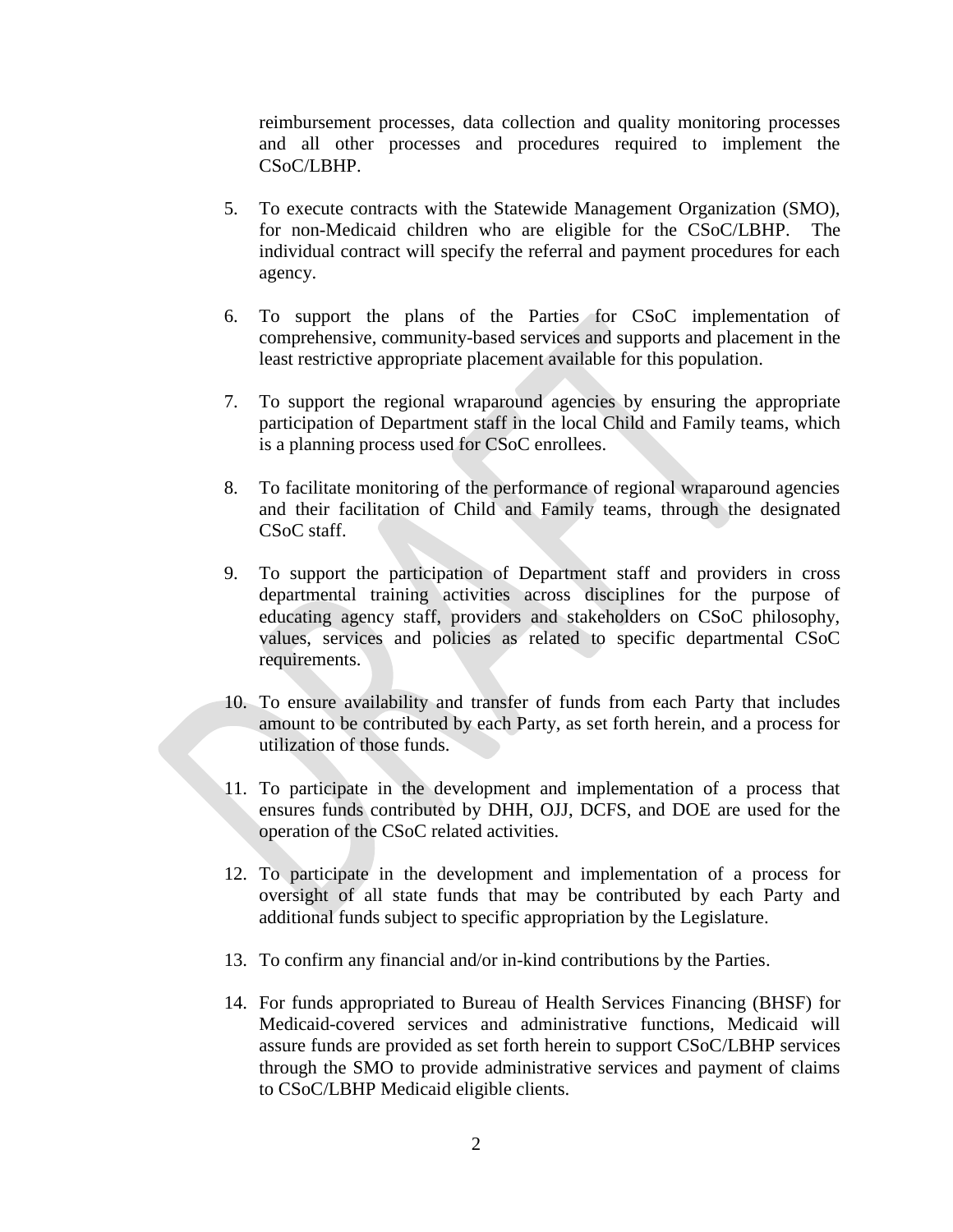reimbursement processes, data collection and quality monitoring processes and all other processes and procedures required to implement the CSoC/LBHP.

5. To execute contracts with the Statewide Management Organization (SMO), for non-Medicaid children who are eligible for the CSoC/LBHP. The individual contract will specify the referral and payment procedures for each agency.

6. To support the plans of the Parties for CSoC implementation of comprehensive, community-based services and supports and placement in the least restrictive appropriate placement available for this population.

7. To support the regional wraparound agencies by ensuring the appropriate participation of Department staff in the local Child and Family teams, which is a planning process used for CSoC enrollees.

8. To facilitate monitoring of the performance of regional wraparound agencies and their facilitation of Child and Family teams, through the designated CSoC staff.

9. To support the participation of Department staff and providers in cross departmental training activities across disciplines for the purpose of educating agency staff, providers and stakeholders on CSoC philosophy, values, services and policies as related to specific departmental CSoC requirements.

10. To ensure availability and transfer of funds from each Party that includes amount to be contributed by each Party, as set forth herein, and a process for utilization of those funds.

11. To participate in the development and implementation of a process that ensures funds contributed by DHH, OJJ, DCFS, and DOE are used for the operation of the CSoC related activities.

12. To participate in the development and implementation of a process for oversight of all state funds that may be contributed by each Party and additional funds subject to specific appropriation by the Legislature.

13. To confirm any financial and/or in-kind contributions by the Parties.

14. For funds appropriated to Bureau of Health Services Financing (BHSF) for Medicaid-covered services and administrative functions, Medicaid will assure funds are provided as set forth herein to support CSoC/LBHP services through the SMO to provide administrative services and payment of claims to CSoC/LBHP Medicaid eligible clients.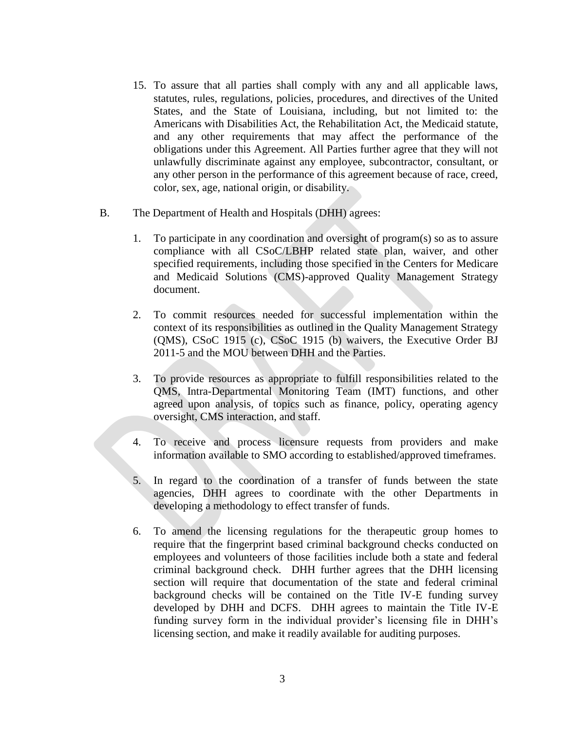15. To assure that all parties shall comply with any and all applicable laws, statutes, rules, regulations, policies, procedures, and directives of the United States, and the State of Louisiana, including, but not limited to: the Americans with Disabilities Act, the Rehabilitation Act, the Medicaid statute, and any other requirements that may affect the performance of the obligations under this Agreement. All Parties further agree that they will not unlawfully discriminate against any employee, subcontractor, consultant, or any other person in the performance of this agreement because of race, creed, color, sex, age, national origin, or disability.

B. The Department of Health and Hospitals (DHH) agrees:

1. To participate in any coordination and oversight of program(s) so as to assure compliance with all CSoC/LBHP related state plan, waiver, and other specified requirements, including those specified in the Centers for Medicare and Medicaid Solutions (CMS)-approved Quality Management Strategy document.

2. To commit resources needed for successful implementation within the context of its responsibilities as outlined in the Quality Management Strategy (QMS), CSoC 1915 (c), CSoC 1915 (b) waivers, the Executive Order BJ 2011-5 and the MOU between DHH and the Parties.

3. To provide resources as appropriate to fulfill responsibilities related to the QMS, Intra-Departmental Monitoring Team (IMT) functions, and other agreed upon analysis, of topics such as finance, policy, operating agency oversight, CMS interaction, and staff.

4. To receive and process licensure requests from providers and make information available to SMO according to established/approved timeframes.

5. In regard to the coordination of a transfer of funds between the state agencies, DHH agrees to coordinate with the other Departments in developing a methodology to effect transfer of funds.

6. To amend the licensing regulations for the therapeutic group homes to require that the fingerprint based criminal background checks conducted on employees and volunteers of those facilities include both a state and federal criminal background check. DHH further agrees that the DHH licensing section will require that documentation of the state and federal criminal background checks will be contained on the Title IV-E funding survey developed by DHH and DCFS. DHH agrees to maintain the Title IV-E funding survey form in the individual provider's licensing file in DHH's licensing section, and make it readily available for auditing purposes.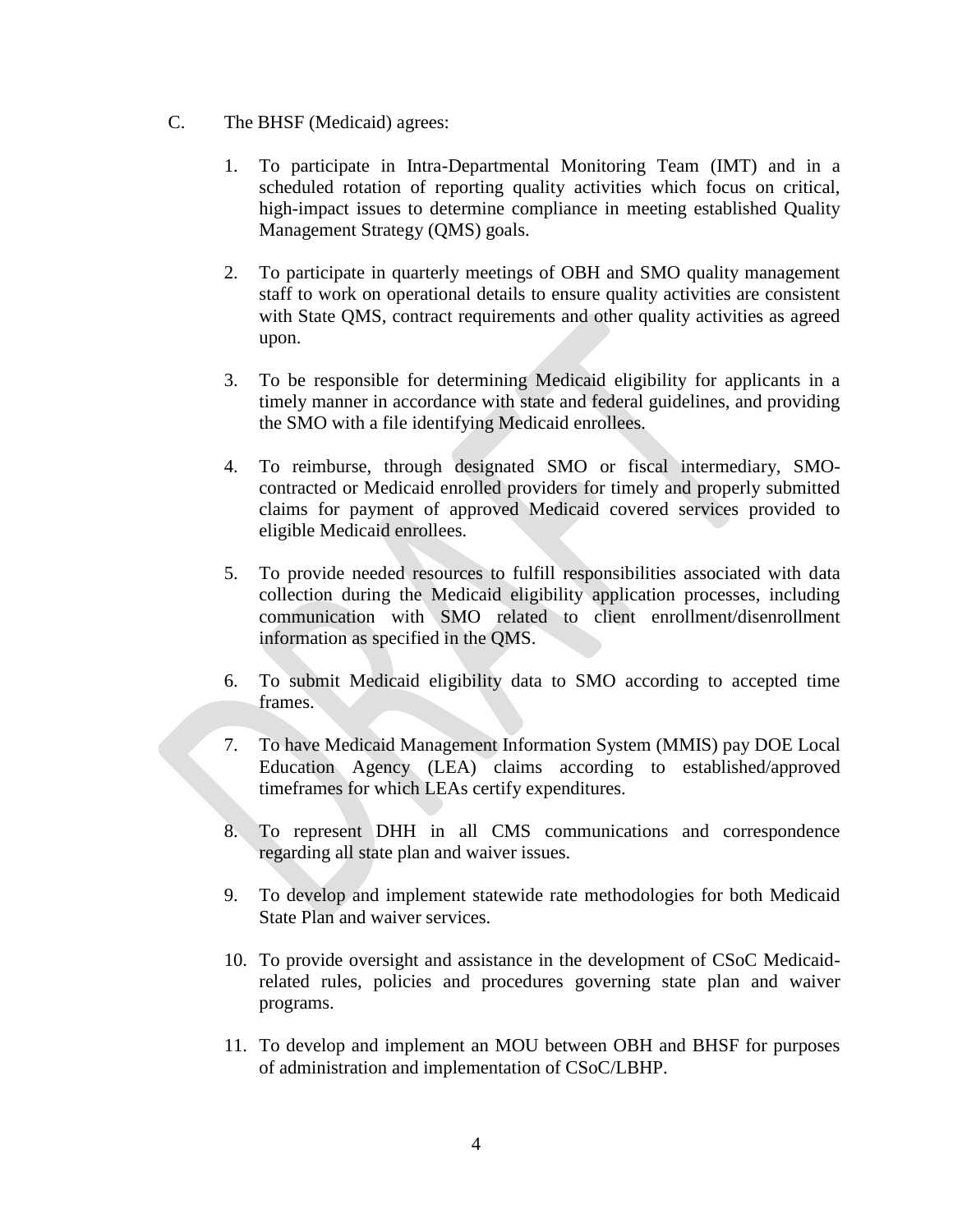C. The BHSF (Medicaid) agrees:

1. To participate in Intra-Departmental Monitoring Team (IMT) and in a scheduled rotation of reporting quality activities which focus on critical, high-impact issues to determine compliance in meeting established Quality Management Strategy (QMS) goals.

2. To participate in quarterly meetings of OBH and SMO quality management staff to work on operational details to ensure quality activities are consistent with State QMS, contract requirements and other quality activities as agreed upon.

3. To be responsible for determining Medicaid eligibility for applicants in a timely manner in accordance with state and federal guidelines, and providing the SMO with a file identifying Medicaid enrollees.

4. To reimburse, through designated SMO or fiscal intermediary, SMO-contracted or Medicaid enrolled providers for timely and properly submitted claims for payment of approved Medicaid covered services provided to eligible Medicaid enrollees.

5. To provide needed resources to fulfill responsibilities associated with data collection during the Medicaid eligibility application processes, including communication with SMO related to client enrollment/disenrollment information as specified in the QMS.

6. To submit Medicaid eligibility data to SMO according to accepted time frames.

7. To have Medicaid Management Information System (MMIS) pay DOE Local Education Agency (LEA) claims according to established/approved timeframes for which LEAs certify expenditures.

8. To represent DHH in all CMS communications and correspondence regarding all state plan and waiver issues.

9. To develop and implement statewide rate methodologies for both Medicaid State Plan and waiver services.

10. To provide oversight and assistance in the development of CSoC Medicaid-related rules, policies and procedures governing state plan and waiver programs.

11. To develop and implement an MOU between OBH and BHSF for purposes of administration and implementation of CSoC/LBHP.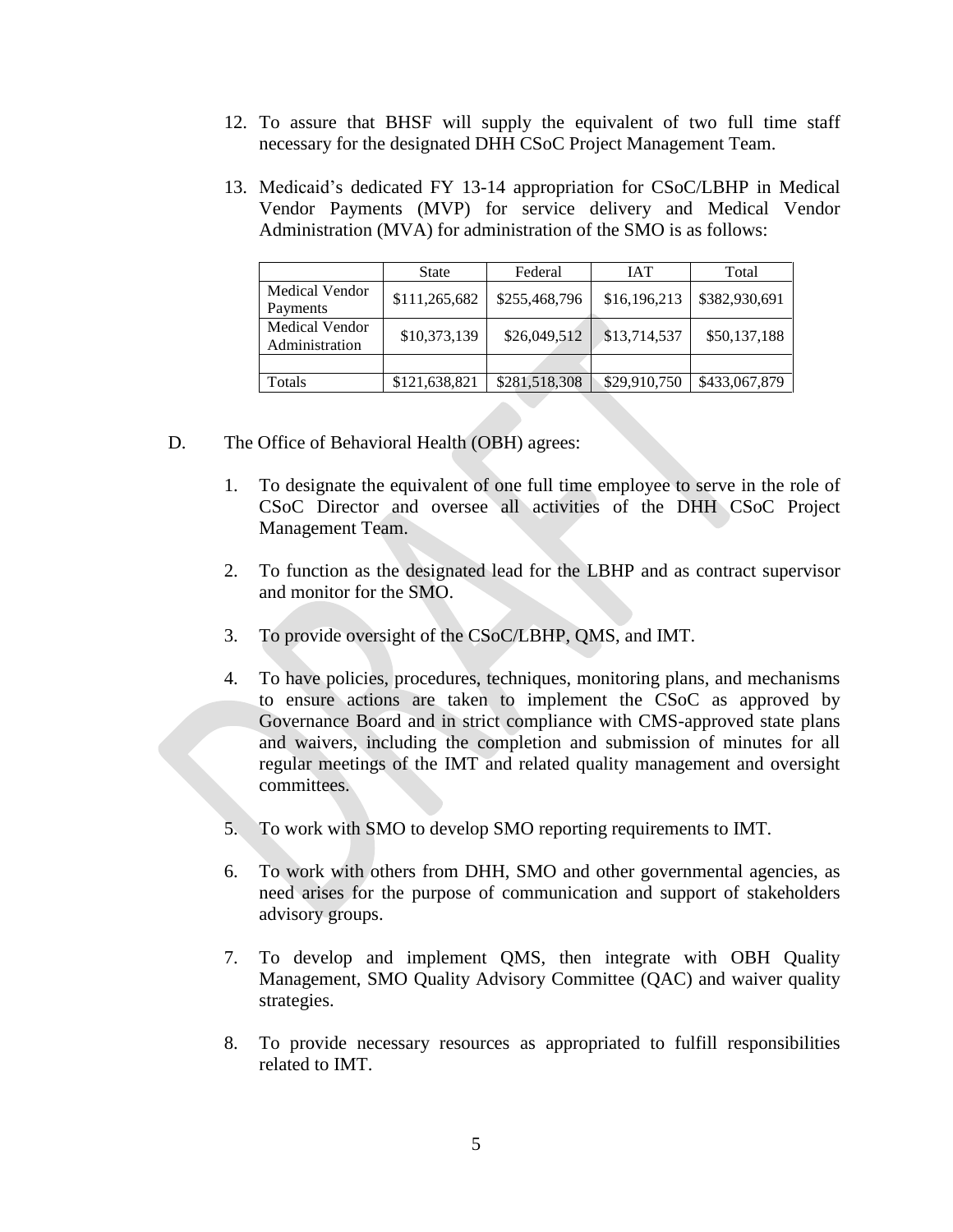12. To assure that BHSF will supply the equivalent of two full time staff necessary for the designated DHH CSoC Project Management Team.

13. Medicaid's dedicated FY 13-14 appropriation for CSoC/LBHP in Medical Vendor Payments (MVP) for service delivery and Medical Vendor Administration (MVA) for administration of the SMO is as follows:

| | State | Federal | IAT | Total |
|---|---|---|---|---|
| Medical Vendor Payments | $111,265,682 | $255,468,796 | $16,196,213 | $382,930,691 |
| Medical Vendor Administration | $10,373,139 | $26,049,512 | $13,714,537 | $50,137,188 |
| | | | | |
| Totals | $121,638,821 | $281,518,308 | $29,910,750 | $433,067,879 |

D. The Office of Behavioral Health (OBH) agrees:

1. To designate the equivalent of one full time employee to serve in the role of CSoC Director and oversee all activities of the DHH CSoC Project Management Team.

2. To function as the designated lead for the LBHP and as contract supervisor and monitor for the SMO.

3. To provide oversight of the CSoC/LBHP, QMS, and IMT.

4. To have policies, procedures, techniques, monitoring plans, and mechanisms to ensure actions are taken to implement the CSoC as approved by Governance Board and in strict compliance with CMS-approved state plans and waivers, including the completion and submission of minutes for all regular meetings of the IMT and related quality management and oversight committees.

5. To work with SMO to develop SMO reporting requirements to IMT.

6. To work with others from DHH, SMO and other governmental agencies, as need arises for the purpose of communication and support of stakeholders advisory groups.

7. To develop and implement QMS, then integrate with OBH Quality Management, SMO Quality Advisory Committee (QAC) and waiver quality strategies.

8. To provide necessary resources as appropriated to fulfill responsibilities related to IMT.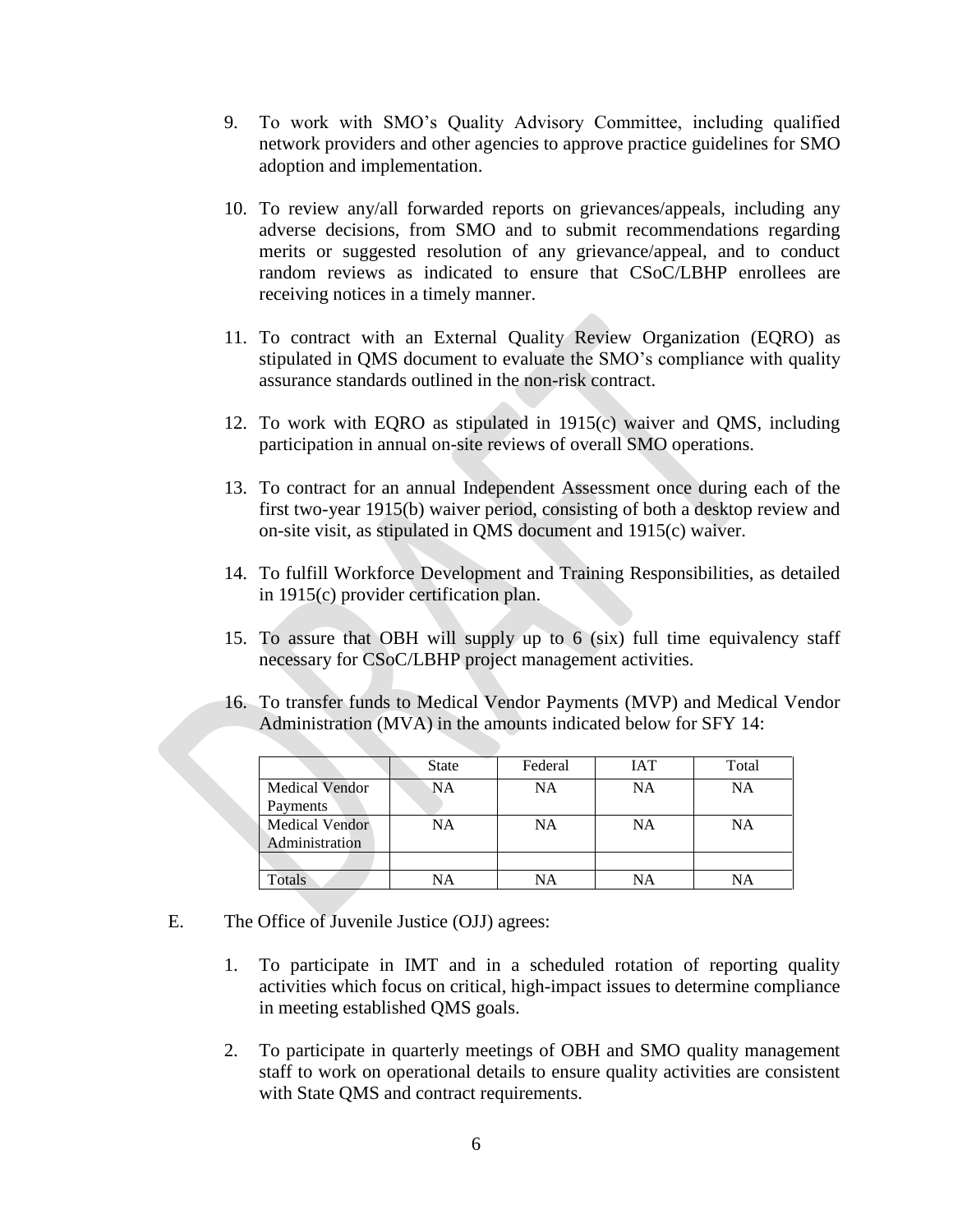9. To work with SMO's Quality Advisory Committee, including qualified network providers and other agencies to approve practice guidelines for SMO adoption and implementation.

10. To review any/all forwarded reports on grievances/appeals, including any adverse decisions, from SMO and to submit recommendations regarding merits or suggested resolution of any grievance/appeal, and to conduct random reviews as indicated to ensure that CSoC/LBHP enrollees are receiving notices in a timely manner.

11. To contract with an External Quality Review Organization (EQRO) as stipulated in QMS document to evaluate the SMO's compliance with quality assurance standards outlined in the non-risk contract.

12. To work with EQRO as stipulated in 1915(c) waiver and QMS, including participation in annual on-site reviews of overall SMO operations.

13. To contract for an annual Independent Assessment once during each of the first two-year 1915(b) waiver period, consisting of both a desktop review and on-site visit, as stipulated in QMS document and 1915(c) waiver.

14. To fulfill Workforce Development and Training Responsibilities, as detailed in 1915(c) provider certification plan.

15. To assure that OBH will supply up to 6 (six) full time equivalency staff necessary for CSoC/LBHP project management activities.

16. To transfer funds to Medical Vendor Payments (MVP) and Medical Vendor Administration (MVA) in the amounts indicated below for SFY 14:

| | State | Federal | IAT | Total |
|---|---|---|---|---|
| Medical Vendor Payments | NA | NA | NA | NA |
| Medical Vendor Administration | NA | NA | NA | NA |
| | | | | |
| Totals | NA | NA | NA | NA |

E. The Office of Juvenile Justice (OJJ) agrees:

1. To participate in IMT and in a scheduled rotation of reporting quality activities which focus on critical, high-impact issues to determine compliance in meeting established QMS goals.

2. To participate in quarterly meetings of OBH and SMO quality management staff to work on operational details to ensure quality activities are consistent with State QMS and contract requirements.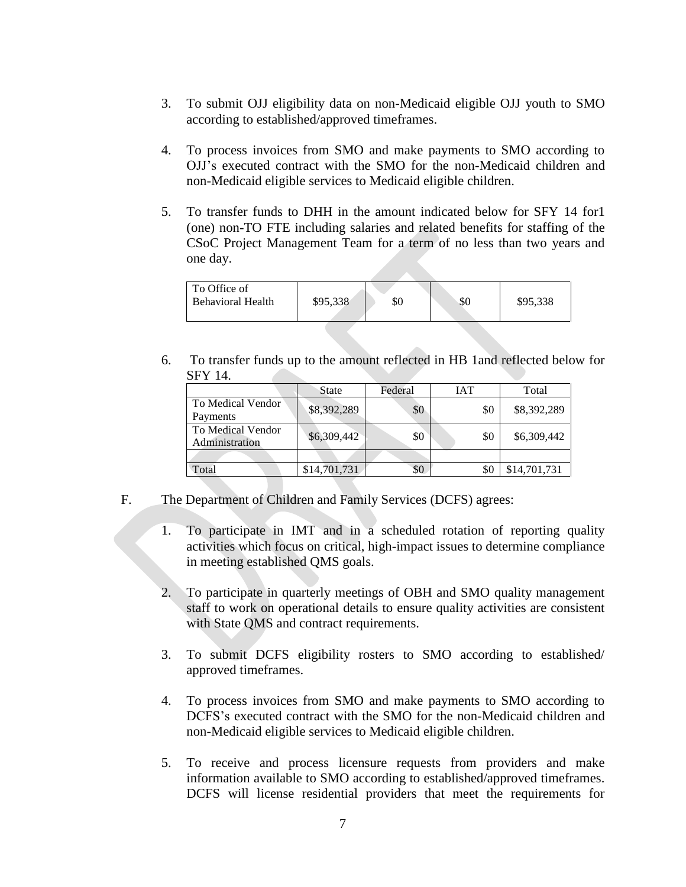3. To submit OJJ eligibility data on non-Medicaid eligible OJJ youth to SMO according to established/approved timeframes.

4. To process invoices from SMO and make payments to SMO according to OJJ's executed contract with the SMO for the non-Medicaid children and non-Medicaid eligible services to Medicaid eligible children.

5. To transfer funds to DHH in the amount indicated below for SFY 14 for1 (one) non-TO FTE including salaries and related benefits for staffing of the CSoC Project Management Team for a term of no less than two years and one day.

| To Office of Behavioral Health | $95,338 | $0 | $0 | $95,338 |
|---|---|---|---|---|

6. To transfer funds up to the amount reflected in HB 1and reflected below for SFY 14.

| | State | Federal | IAT | Total |
|---|---|---|---|---|
| To Medical Vendor Payments | $8,392,289 | $0 | $0 | $8,392,289 |
| To Medical Vendor Administration | $6,309,442 | $0 | $0 | $6,309,442 |
| | | | | |
| Total | $14,701,731 | $0 | $0 | $14,701,731 |

F. The Department of Children and Family Services (DCFS) agrees:

1. To participate in IMT and in a scheduled rotation of reporting quality activities which focus on critical, high-impact issues to determine compliance in meeting established QMS goals.

2. To participate in quarterly meetings of OBH and SMO quality management staff to work on operational details to ensure quality activities are consistent with State QMS and contract requirements.

3. To submit DCFS eligibility rosters to SMO according to established/ approved timeframes.

4. To process invoices from SMO and make payments to SMO according to DCFS's executed contract with the SMO for the non-Medicaid children and non-Medicaid eligible services to Medicaid eligible children.

5. To receive and process licensure requests from providers and make information available to SMO according to established/approved timeframes. DCFS will license residential providers that meet the requirements for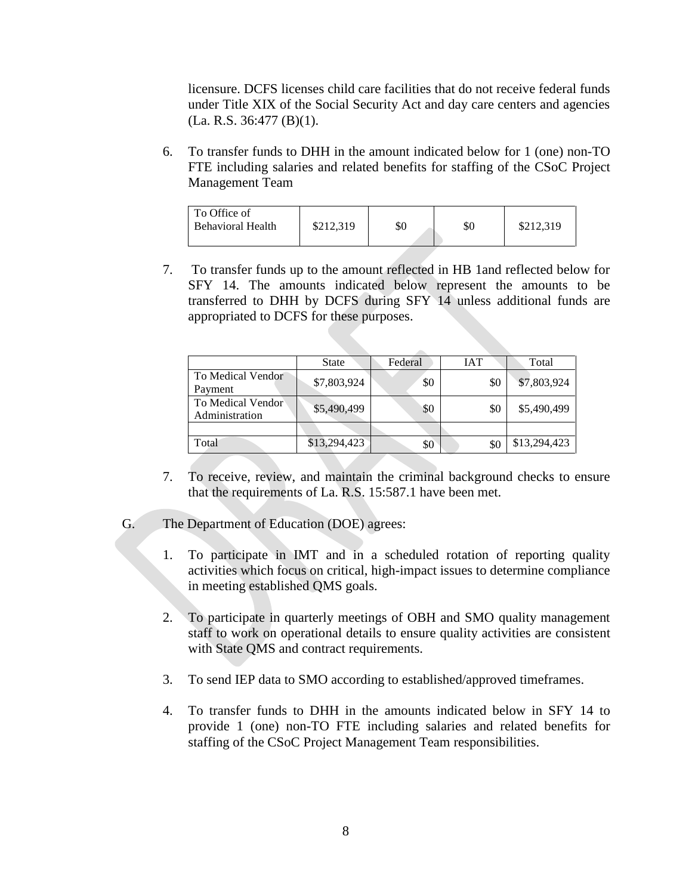licensure. DCFS licenses child care facilities that do not receive federal funds under Title XIX of the Social Security Act and day care centers and agencies (La. R.S. 36:477 (B)(1).

6. To transfer funds to DHH in the amount indicated below for 1 (one) non-TO FTE including salaries and related benefits for staffing of the CSoC Project Management Team

| To Office of Behavioral Health | $212,319 | $0 | $0 | $212,319 |
|---|---|---|---|---|

7. To transfer funds up to the amount reflected in HB 1and reflected below for SFY 14. The amounts indicated below represent the amounts to be transferred to DHH by DCFS during SFY 14 unless additional funds are appropriated to DCFS for these purposes.

| | State | Federal | IAT | Total |
|---|---|---|---|---|
| To Medical Vendor Payment | $7,803,924 | $0 | $0 | $7,803,924 |
| To Medical Vendor Administration | $5,490,499 | $0 | $0 | $5,490,499 |
| | | | | |
| Total | $13,294,423 | $0 | $0 | $13,294,423 |

7. To receive, review, and maintain the criminal background checks to ensure that the requirements of La. R.S. 15:587.1 have been met.

G. The Department of Education (DOE) agrees:

1. To participate in IMT and in a scheduled rotation of reporting quality activities which focus on critical, high-impact issues to determine compliance in meeting established QMS goals.

2. To participate in quarterly meetings of OBH and SMO quality management staff to work on operational details to ensure quality activities are consistent with State QMS and contract requirements.

3. To send IEP data to SMO according to established/approved timeframes.

4. To transfer funds to DHH in the amounts indicated below in SFY 14 to provide 1 (one) non-TO FTE including salaries and related benefits for staffing of the CSoC Project Management Team responsibilities.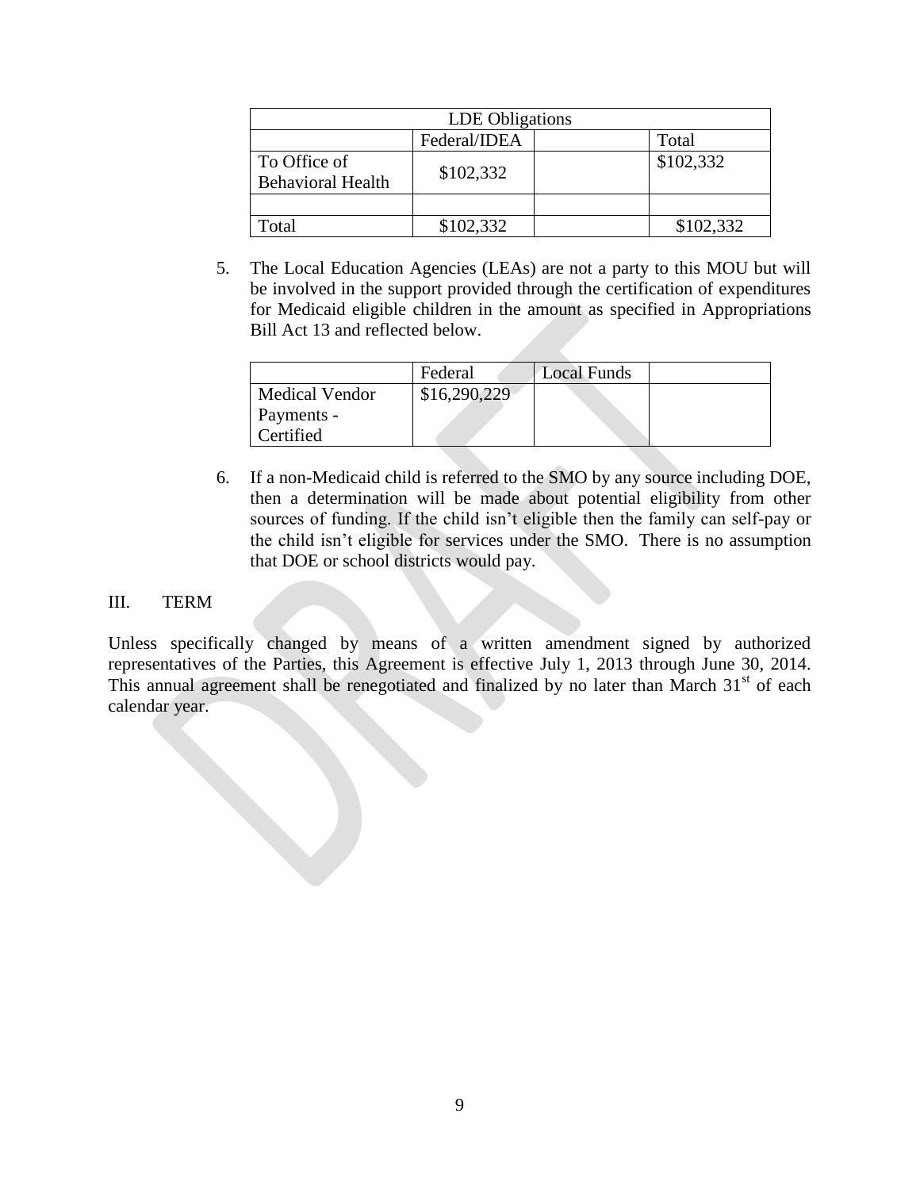| LDE Obligations | | | |
|---|---|---|---|
| | Federal/IDEA | | Total |
| To Office of Behavioral Health | $102,332 | | $102,332 |
| | | | |
| Total | $102,332 | | $102,332 |

5. The Local Education Agencies (LEAs) are not a party to this MOU but will be involved in the support provided through the certification of expenditures for Medicaid eligible children in the amount as specified in Appropriations Bill Act 13 and reflected below.

| | Federal | Local Funds | |
|---|---|---|---|
| Medical Vendor Payments - Certified | $16,290,229 | | |

6. If a non-Medicaid child is referred to the SMO by any source including DOE, then a determination will be made about potential eligibility from other sources of funding. If the child isn't eligible then the family can self-pay or the child isn't eligible for services under the SMO. There is no assumption that DOE or school districts would pay.

## III. TERM

Unless specifically changed by means of a written amendment signed by authorized representatives of the Parties, this Agreement is effective July 1, 2013 through June 30, 2014. This annual agreement shall be renegotiated and finalized by no later than March 31st of each calendar year.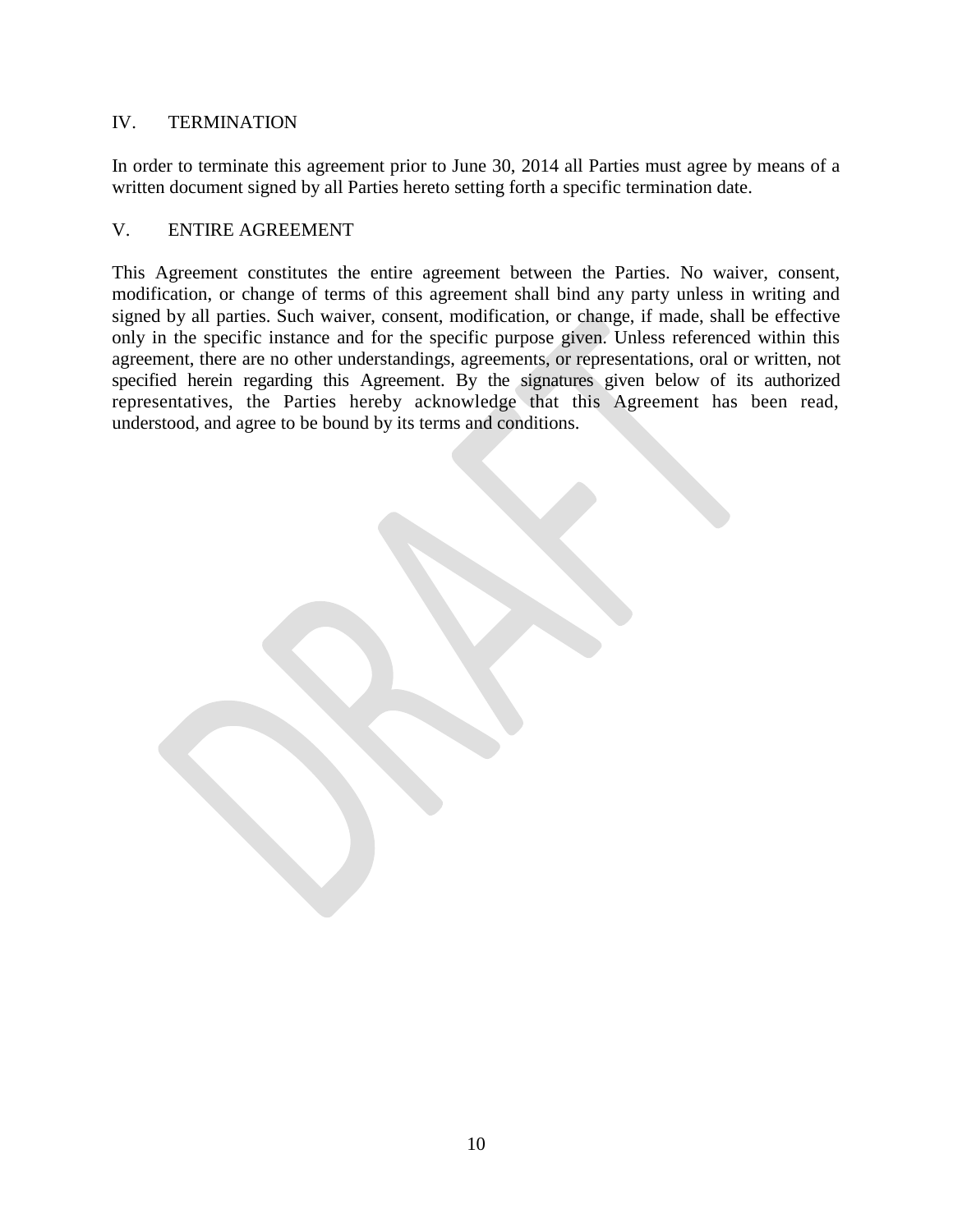## IV. TERMINATION

In order to terminate this agreement prior to June 30, 2014 all Parties must agree by means of a written document signed by all Parties hereto setting forth a specific termination date.

## V. ENTIRE AGREEMENT

This Agreement constitutes the entire agreement between the Parties. No waiver, consent, modification, or change of terms of this agreement shall bind any party unless in writing and signed by all parties. Such waiver, consent, modification, or change, if made, shall be effective only in the specific instance and for the specific purpose given. Unless referenced within this agreement, there are no other understandings, agreements, or representations, oral or written, not specified herein regarding this Agreement. By the signatures given below of its authorized representatives, the Parties hereby acknowledge that this Agreement has been read, understood, and agree to be bound by its terms and conditions.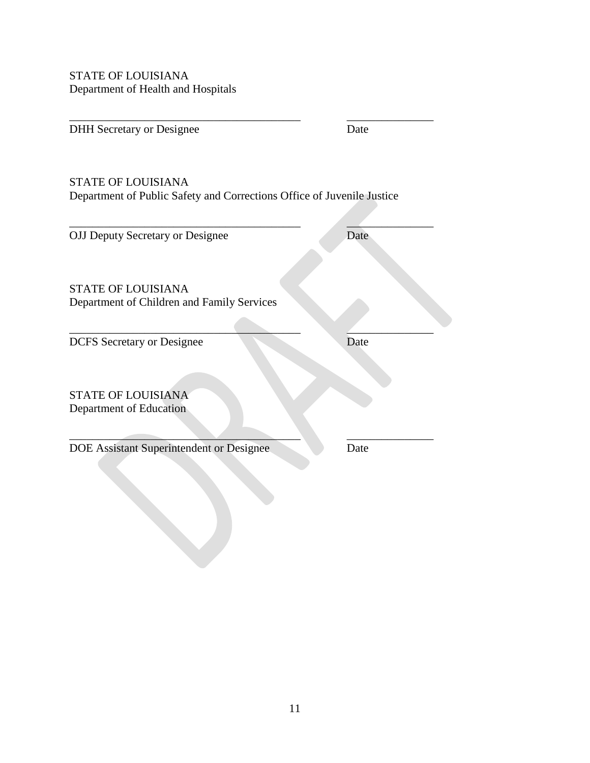STATE OF LOUISIANA
Department of Health and Hospitals

_________________________________________ _______________
DHH Secretary or Designee Date

STATE OF LOUISIANA
Department of Public Safety and Corrections Office of Juvenile Justice

_________________________________________ _______________
OJJ Deputy Secretary or Designee Date

STATE OF LOUISIANA
Department of Children and Family Services

_________________________________________ _______________
DCFS Secretary or Designee Date

STATE OF LOUISIANA
Department of Education

_________________________________________ _______________
DOE Assistant Superintendent or Designee Date